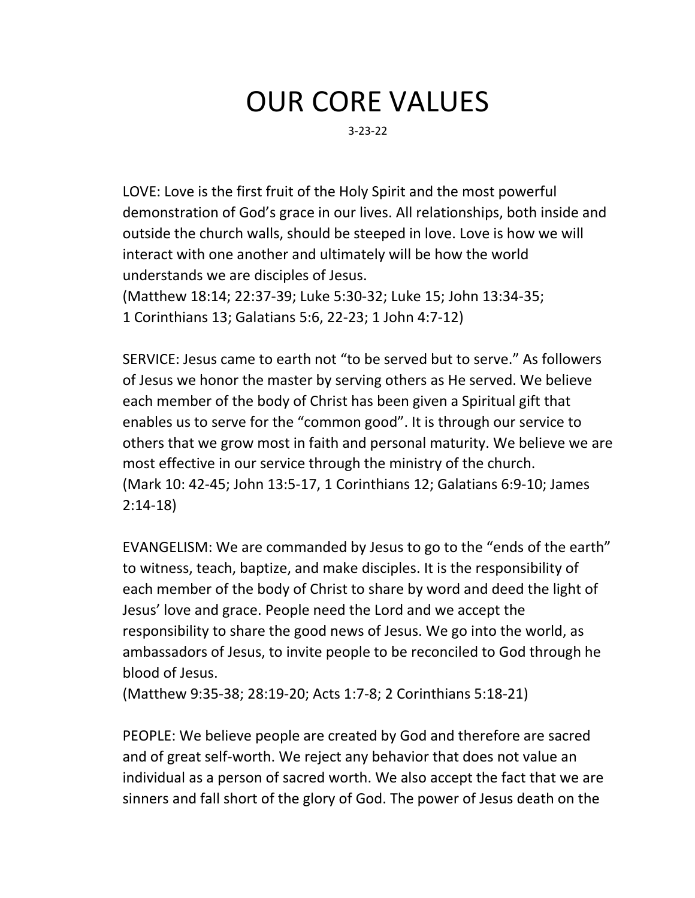# OUR CORE VALUES

3-23-22

LOVE: Love is the first fruit of the Holy Spirit and the most powerful demonstration of God's grace in our lives. All relationships, both inside and outside the church walls, should be steeped in love. Love is how we will interact with one another and ultimately will be how the world understands we are disciples of Jesus.
(Matthew 18:14; 22:37-39; Luke 5:30-32; Luke 15; John 13:34-35; 1 Corinthians 13; Galatians 5:6, 22-23; 1 John 4:7-12)

SERVICE: Jesus came to earth not "to be served but to serve." As followers of Jesus we honor the master by serving others as He served. We believe each member of the body of Christ has been given a Spiritual gift that enables us to serve for the "common good". It is through our service to others that we grow most in faith and personal maturity. We believe we are most effective in our service through the ministry of the church.
(Mark 10: 42-45; John 13:5-17, 1 Corinthians 12; Galatians 6:9-10; James 2:14-18)

EVANGELISM: We are commanded by Jesus to go to the "ends of the earth" to witness, teach, baptize, and make disciples. It is the responsibility of each member of the body of Christ to share by word and deed the light of Jesus' love and grace. People need the Lord and we accept the responsibility to share the good news of Jesus. We go into the world, as ambassadors of Jesus, to invite people to be reconciled to God through he blood of Jesus.
(Matthew 9:35-38; 28:19-20; Acts 1:7-8; 2 Corinthians 5:18-21)

PEOPLE: We believe people are created by God and therefore are sacred and of great self-worth. We reject any behavior that does not value an individual as a person of sacred worth. We also accept the fact that we are sinners and fall short of the glory of God. The power of Jesus death on the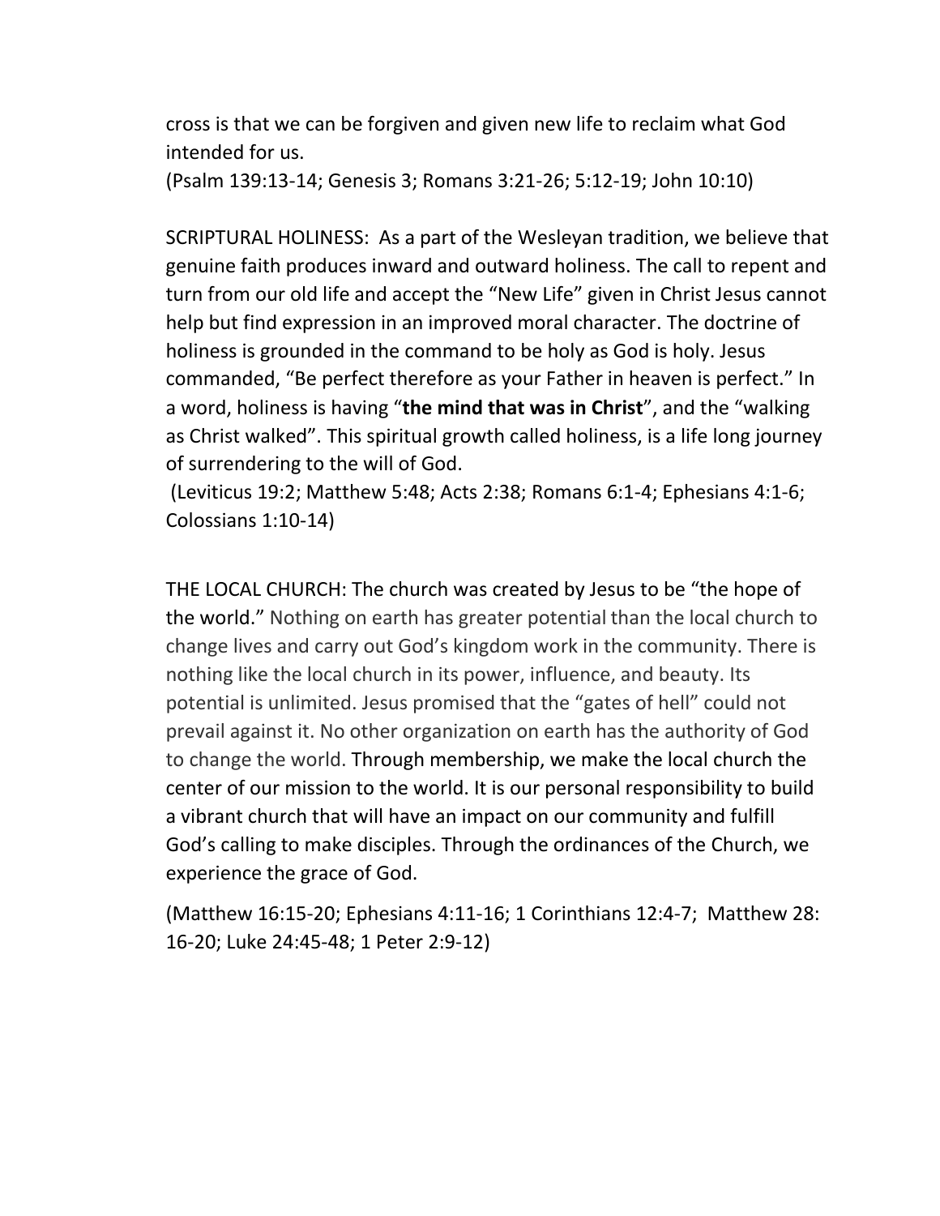cross is that we can be forgiven and given new life to reclaim what God intended for us.
(Psalm 139:13-14; Genesis 3; Romans 3:21-26; 5:12-19; John 10:10)

SCRIPTURAL HOLINESS: As a part of the Wesleyan tradition, we believe that genuine faith produces inward and outward holiness. The call to repent and turn from our old life and accept the "New Life" given in Christ Jesus cannot help but find expression in an improved moral character. The doctrine of holiness is grounded in the command to be holy as God is holy. Jesus commanded, "Be perfect therefore as your Father in heaven is perfect." In a word, holiness is having "**the mind that was in Christ**", and the "walking as Christ walked". This spiritual growth called holiness, is a life long journey of surrendering to the will of God.
(Leviticus 19:2; Matthew 5:48; Acts 2:38; Romans 6:1-4; Ephesians 4:1-6; Colossians 1:10-14)

THE LOCAL CHURCH: The church was created by Jesus to be "the hope of the world." Nothing on earth has greater potential than the local church to change lives and carry out God's kingdom work in the community. There is nothing like the local church in its power, influence, and beauty. Its potential is unlimited. Jesus promised that the "gates of hell" could not prevail against it. No other organization on earth has the authority of God to change the world. Through membership, we make the local church the center of our mission to the world. It is our personal responsibility to build a vibrant church that will have an impact on our community and fulfill God's calling to make disciples. Through the ordinances of the Church, we experience the grace of God.

(Matthew 16:15-20; Ephesians 4:11-16; 1 Corinthians 12:4-7; Matthew 28: 16-20; Luke 24:45-48; 1 Peter 2:9-12)